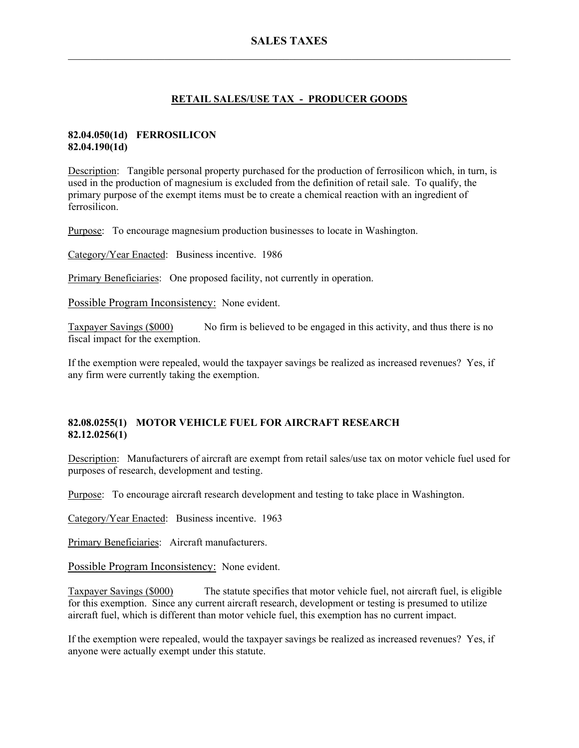# SALES TAXES

## RETAIL SALES/USE TAX - PRODUCER GOODS

### 82.04.050(1d) FERROSILICON
### 82.04.190(1d)

Description: Tangible personal property purchased for the production of ferrosilicon which, in turn, is used in the production of magnesium is excluded from the definition of retail sale. To qualify, the primary purpose of the exempt items must be to create a chemical reaction with an ingredient of ferrosilicon.

Purpose: To encourage magnesium production businesses to locate in Washington.

Category/Year Enacted: Business incentive. 1986

Primary Beneficiaries: One proposed facility, not currently in operation.

Possible Program Inconsistency: None evident.

Taxpayer Savings ($000) No firm is believed to be engaged in this activity, and thus there is no fiscal impact for the exemption.

If the exemption were repealed, would the taxpayer savings be realized as increased revenues? Yes, if any firm were currently taking the exemption.

### 82.08.0255(1) MOTOR VEHICLE FUEL FOR AIRCRAFT RESEARCH
### 82.12.0256(1)

Description: Manufacturers of aircraft are exempt from retail sales/use tax on motor vehicle fuel used for purposes of research, development and testing.

Purpose: To encourage aircraft research development and testing to take place in Washington.

Category/Year Enacted: Business incentive. 1963

Primary Beneficiaries: Aircraft manufacturers.

Possible Program Inconsistency: None evident.

Taxpayer Savings ($000) The statute specifies that motor vehicle fuel, not aircraft fuel, is eligible for this exemption. Since any current aircraft research, development or testing is presumed to utilize aircraft fuel, which is different than motor vehicle fuel, this exemption has no current impact.

If the exemption were repealed, would the taxpayer savings be realized as increased revenues? Yes, if anyone were actually exempt under this statute.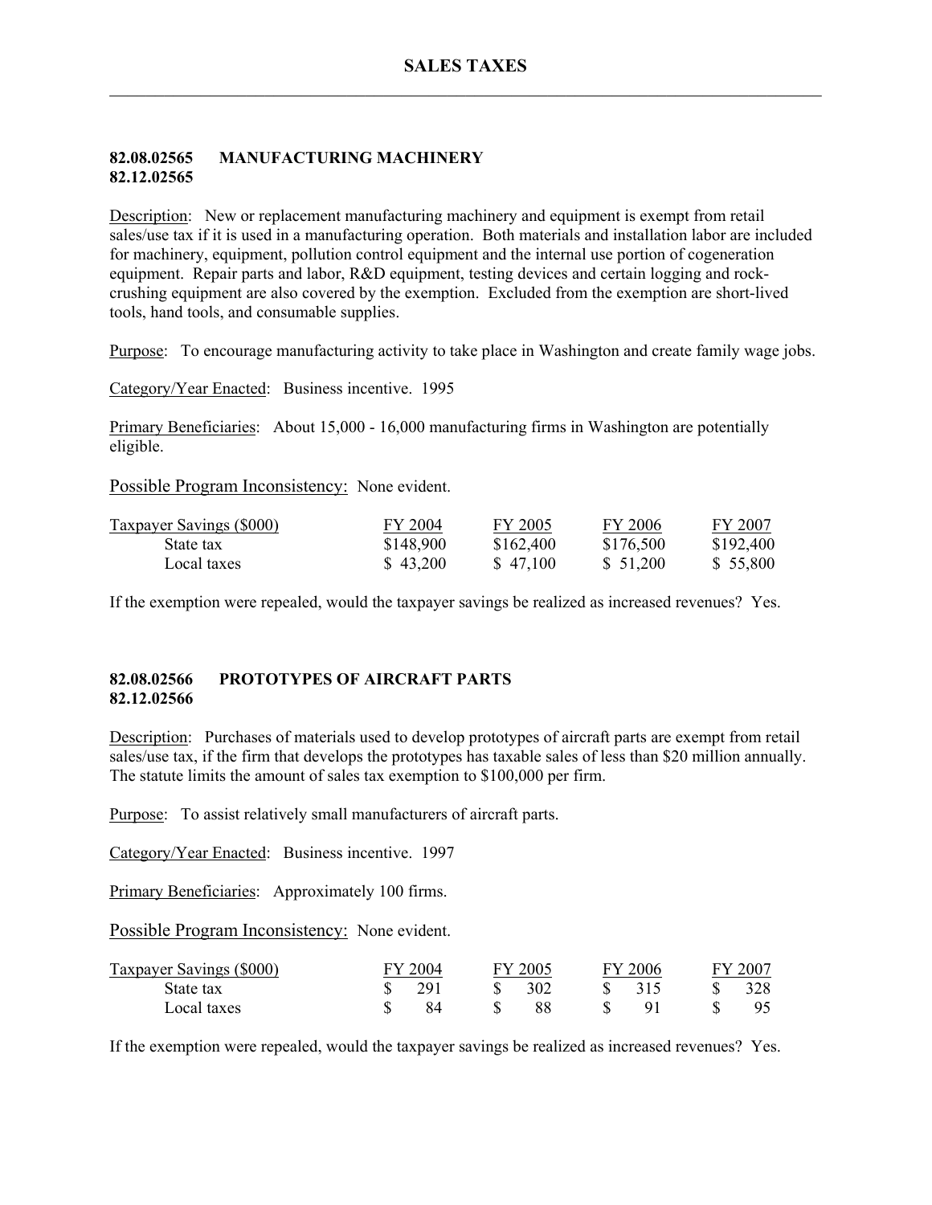# SALES TAXES

## 82.08.02565 MANUFACTURING MACHINERY
## 82.12.02565

Description: New or replacement manufacturing machinery and equipment is exempt from retail sales/use tax if it is used in a manufacturing operation. Both materials and installation labor are included for machinery, equipment, pollution control equipment and the internal use portion of cogeneration equipment. Repair parts and labor, R&D equipment, testing devices and certain logging and rock-crushing equipment are also covered by the exemption. Excluded from the exemption are short-lived tools, hand tools, and consumable supplies.

Purpose: To encourage manufacturing activity to take place in Washington and create family wage jobs.

Category/Year Enacted: Business incentive. 1995

Primary Beneficiaries: About 15,000 - 16,000 manufacturing firms in Washington are potentially eligible.

Possible Program Inconsistency: None evident.

| Taxpayer Savings ($000) | FY 2004 | FY 2005 | FY 2006 | FY 2007 |
|---|---|---|---|---|
| State tax | $148,900 | $162,400 | $176,500 | $192,400 |
| Local taxes | $ 43,200 | $ 47,100 | $ 51,200 | $ 55,800 |

If the exemption were repealed, would the taxpayer savings be realized as increased revenues? Yes.

## 82.08.02566 PROTOTYPES OF AIRCRAFT PARTS
## 82.12.02566

Description: Purchases of materials used to develop prototypes of aircraft parts are exempt from retail sales/use tax, if the firm that develops the prototypes has taxable sales of less than $20 million annually. The statute limits the amount of sales tax exemption to $100,000 per firm.

Purpose: To assist relatively small manufacturers of aircraft parts.

Category/Year Enacted: Business incentive. 1997

Primary Beneficiaries: Approximately 100 firms.

Possible Program Inconsistency: None evident.

| Taxpayer Savings ($000) | FY 2004 | FY 2005 | FY 2006 | FY 2007 |
|---|---|---|---|---|
| State tax | $ 291 | $ 302 | $ 315 | $ 328 |
| Local taxes | $ 84 | $ 88 | $ 91 | $ 95 |

If the exemption were repealed, would the taxpayer savings be realized as increased revenues? Yes.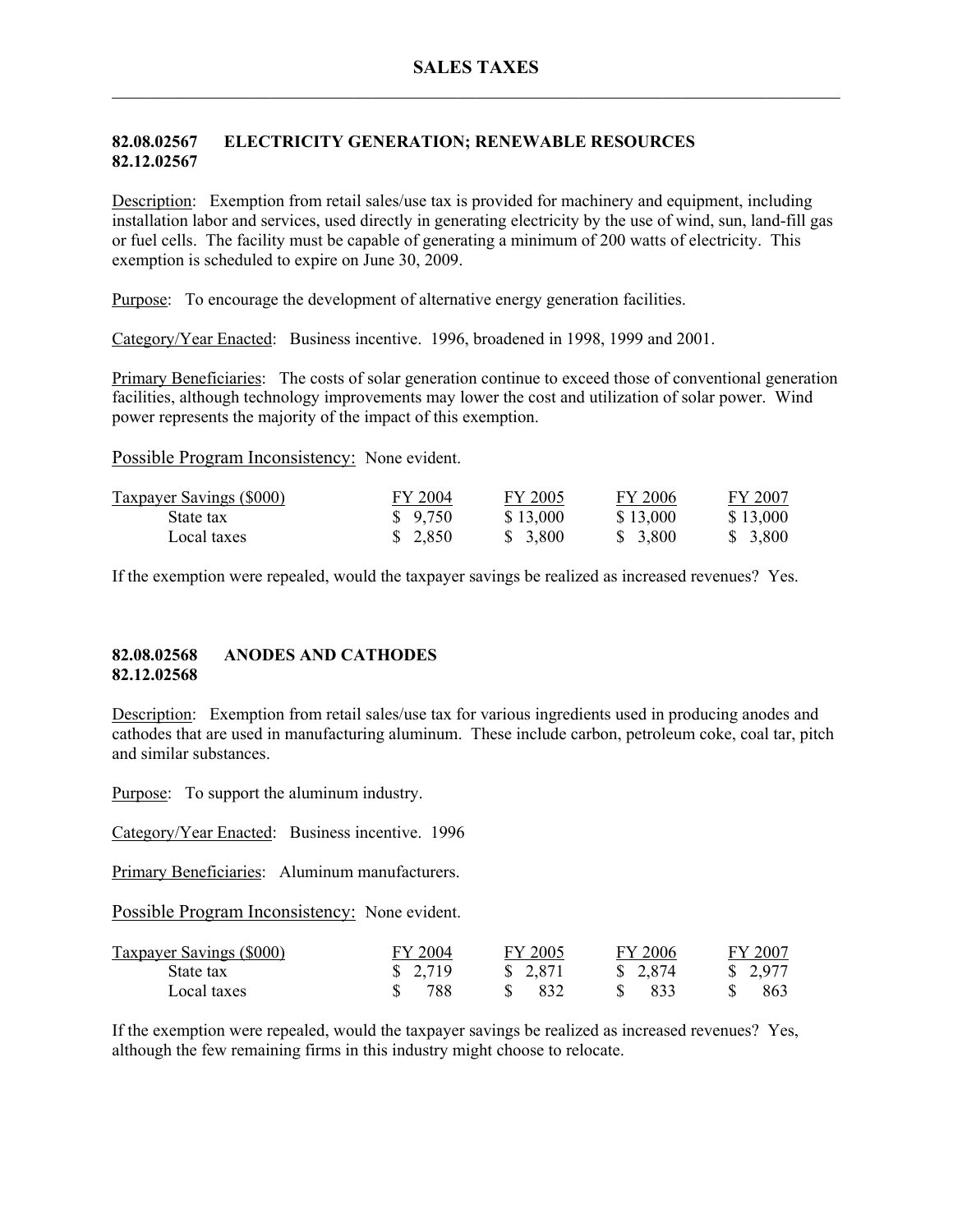# SALES TAXES

## 82.08.02567 ELECTRICITY GENERATION; RENEWABLE RESOURCES
## 82.12.02567

Description: Exemption from retail sales/use tax is provided for machinery and equipment, including installation labor and services, used directly in generating electricity by the use of wind, sun, land-fill gas or fuel cells. The facility must be capable of generating a minimum of 200 watts of electricity. This exemption is scheduled to expire on June 30, 2009.

Purpose: To encourage the development of alternative energy generation facilities.

Category/Year Enacted: Business incentive. 1996, broadened in 1998, 1999 and 2001.

Primary Beneficiaries: The costs of solar generation continue to exceed those of conventional generation facilities, although technology improvements may lower the cost and utilization of solar power. Wind power represents the majority of the impact of this exemption.

Possible Program Inconsistency: None evident.

| Taxpayer Savings ($000) | FY 2004 | FY 2005 | FY 2006 | FY 2007 |
|---|---|---|---|---|
| State tax | $ 9,750 | $ 13,000 | $ 13,000 | $ 13,000 |
| Local taxes | $ 2,850 | $ 3,800 | $ 3,800 | $ 3,800 |

If the exemption were repealed, would the taxpayer savings be realized as increased revenues? Yes.

## 82.08.02568 ANODES AND CATHODES
## 82.12.02568

Description: Exemption from retail sales/use tax for various ingredients used in producing anodes and cathodes that are used in manufacturing aluminum. These include carbon, petroleum coke, coal tar, pitch and similar substances.

Purpose: To support the aluminum industry.

Category/Year Enacted: Business incentive. 1996

Primary Beneficiaries: Aluminum manufacturers.

Possible Program Inconsistency: None evident.

| Taxpayer Savings ($000) | FY 2004 | FY 2005 | FY 2006 | FY 2007 |
|---|---|---|---|---|
| State tax | $ 2,719 | $ 2,871 | $ 2,874 | $ 2,977 |
| Local taxes | $ 788 | $ 832 | $ 833 | $ 863 |

If the exemption were repealed, would the taxpayer savings be realized as increased revenues? Yes, although the few remaining firms in this industry might choose to relocate.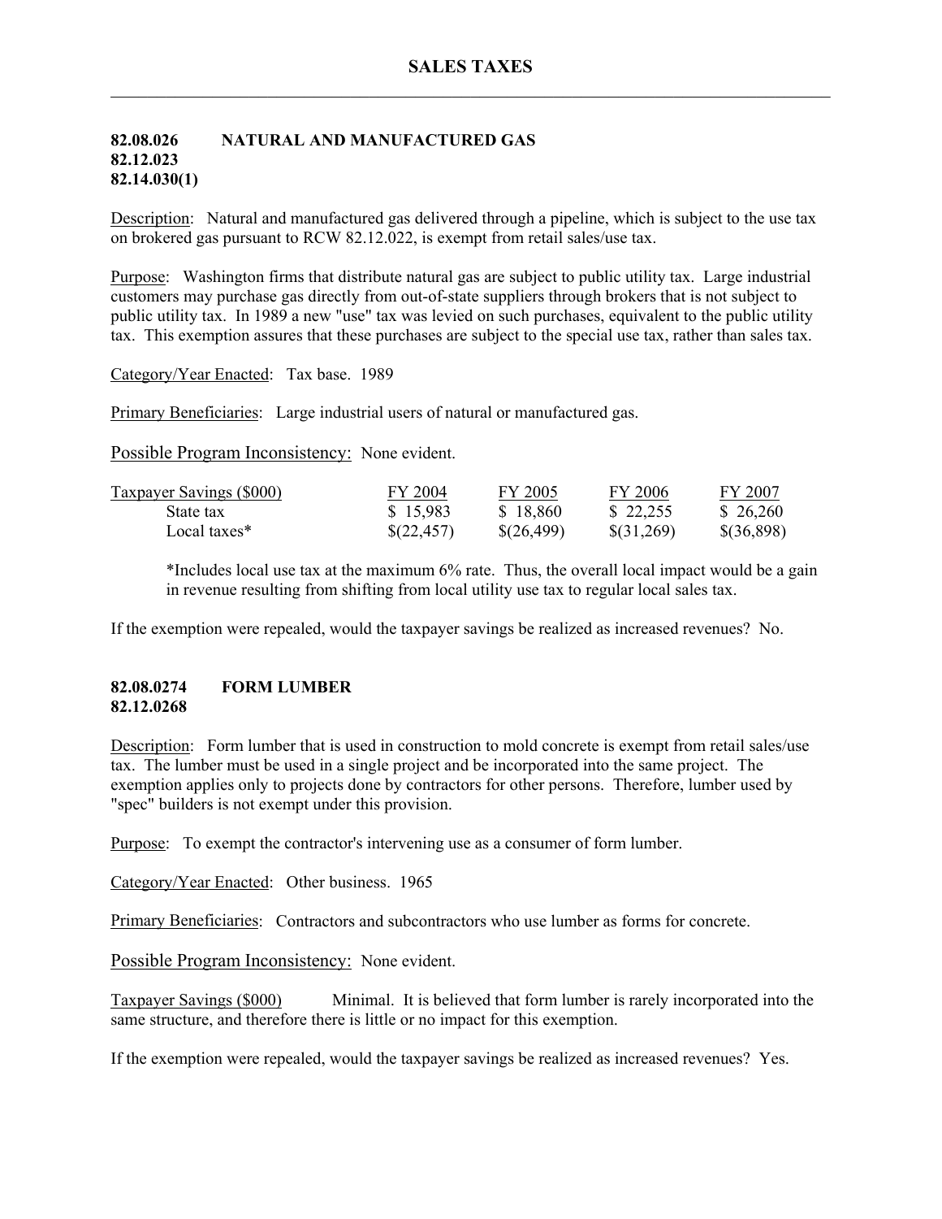## 82.08.026 NATURAL AND MANUFACTURED GAS
## 82.12.023
## 82.14.030(1)

Description: Natural and manufactured gas delivered through a pipeline, which is subject to the use tax on brokered gas pursuant to RCW 82.12.022, is exempt from retail sales/use tax.

Purpose: Washington firms that distribute natural gas are subject to public utility tax. Large industrial customers may purchase gas directly from out-of-state suppliers through brokers that is not subject to public utility tax. In 1989 a new "use" tax was levied on such purchases, equivalent to the public utility tax. This exemption assures that these purchases are subject to the special use tax, rather than sales tax.

Category/Year Enacted: Tax base. 1989

Primary Beneficiaries: Large industrial users of natural or manufactured gas.

Possible Program Inconsistency: None evident.

| Taxpayer Savings ($000) | FY 2004 | FY 2005 | FY 2006 | FY 2007 |
|---|---|---|---|---|
| State tax | $ 15,983 | $ 18,860 | $ 22,255 | $ 26,260 |
| Local taxes* | $(22,457) | $(26,499) | $(31,269) | $(36,898) |

*Includes local use tax at the maximum 6% rate. Thus, the overall local impact would be a gain in revenue resulting from shifting from local utility use tax to regular local sales tax.

If the exemption were repealed, would the taxpayer savings be realized as increased revenues? No.

## 82.08.0274 FORM LUMBER
## 82.12.0268

Description: Form lumber that is used in construction to mold concrete is exempt from retail sales/use tax. The lumber must be used in a single project and be incorporated into the same project. The exemption applies only to projects done by contractors for other persons. Therefore, lumber used by "spec" builders is not exempt under this provision.

Purpose: To exempt the contractor's intervening use as a consumer of form lumber.

Category/Year Enacted: Other business. 1965

Primary Beneficiaries: Contractors and subcontractors who use lumber as forms for concrete.

Possible Program Inconsistency: None evident.

Taxpayer Savings ($000) Minimal. It is believed that form lumber is rarely incorporated into the same structure, and therefore there is little or no impact for this exemption.

If the exemption were repealed, would the taxpayer savings be realized as increased revenues? Yes.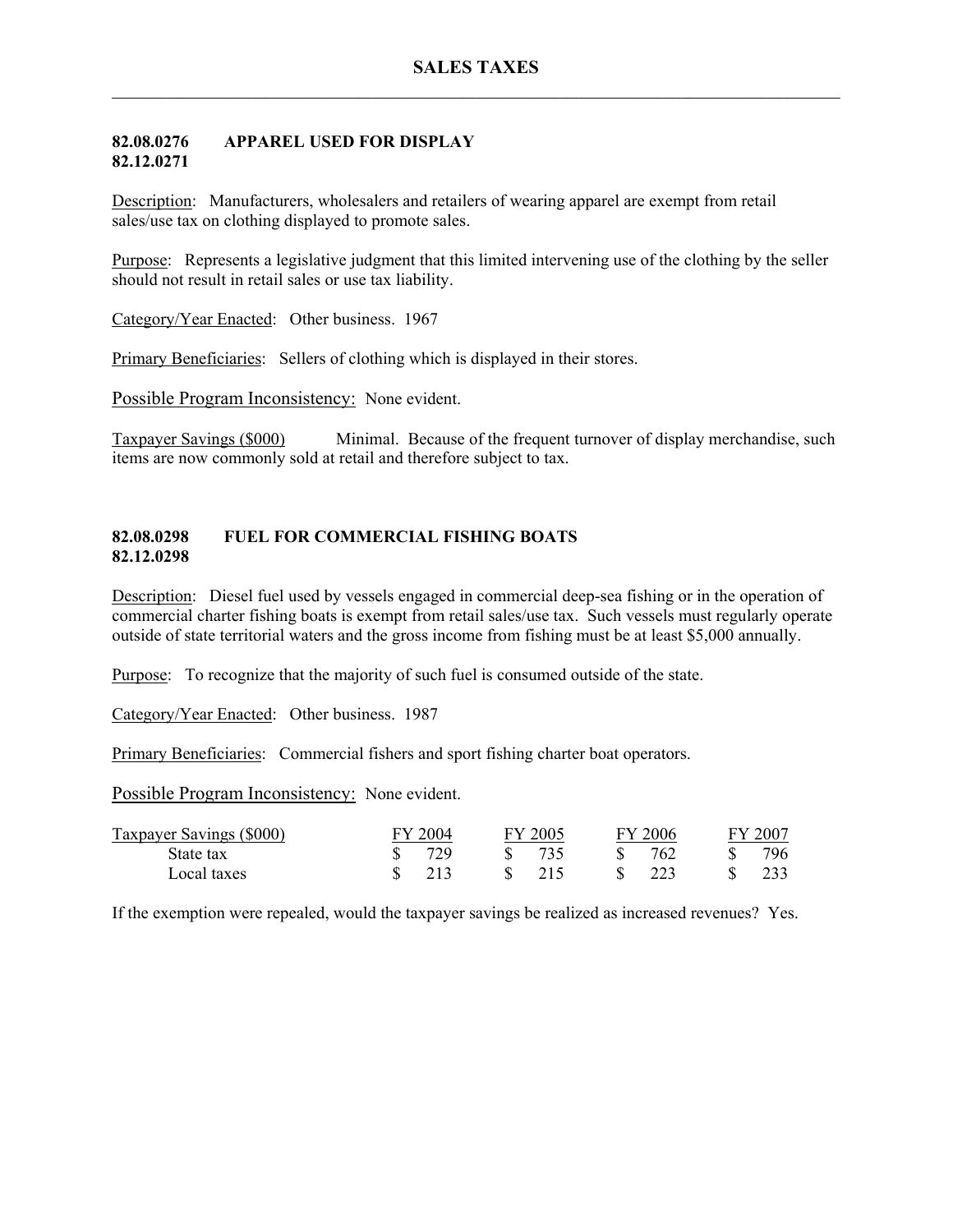# SALES TAXES

## 82.08.0276 APPAREL USED FOR DISPLAY
## 82.12.0271

Description: Manufacturers, wholesalers and retailers of wearing apparel are exempt from retail sales/use tax on clothing displayed to promote sales.

Purpose: Represents a legislative judgment that this limited intervening use of the clothing by the seller should not result in retail sales or use tax liability.

Category/Year Enacted: Other business. 1967

Primary Beneficiaries: Sellers of clothing which is displayed in their stores.

Possible Program Inconsistency: None evident.

Taxpayer Savings ($000) Minimal. Because of the frequent turnover of display merchandise, such items are now commonly sold at retail and therefore subject to tax.

## 82.08.0298 FUEL FOR COMMERCIAL FISHING BOATS
## 82.12.0298

Description: Diesel fuel used by vessels engaged in commercial deep-sea fishing or in the operation of commercial charter fishing boats is exempt from retail sales/use tax. Such vessels must regularly operate outside of state territorial waters and the gross income from fishing must be at least $5,000 annually.

Purpose: To recognize that the majority of such fuel is consumed outside of the state.

Category/Year Enacted: Other business. 1987

Primary Beneficiaries: Commercial fishers and sport fishing charter boat operators.

Possible Program Inconsistency: None evident.

| Taxpayer Savings ($000) | FY 2004 | FY 2005 | FY 2006 | FY 2007 |
|---|---|---|---|---|
| State tax | $ 729 | $ 735 | $ 762 | $ 796 |
| Local taxes | $ 213 | $ 215 | $ 223 | $ 233 |

If the exemption were repealed, would the taxpayer savings be realized as increased revenues? Yes.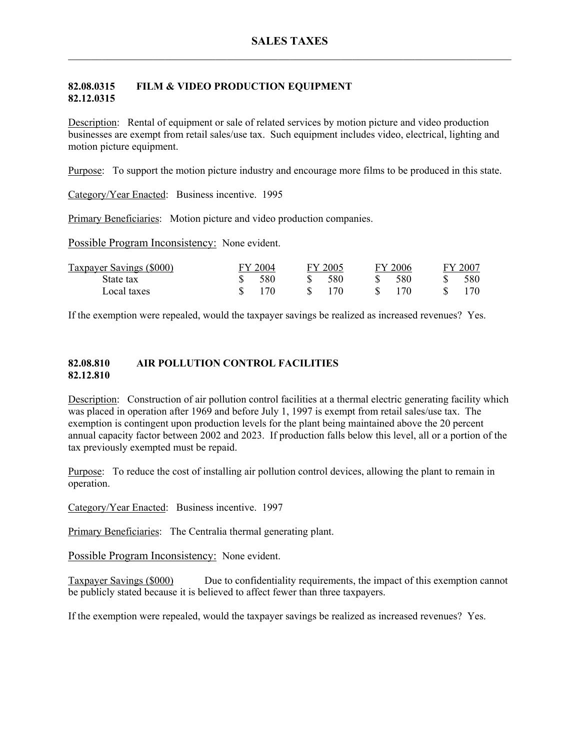# SALES TAXES

## 82.08.0315 FILM & VIDEO PRODUCTION EQUIPMENT
## 82.12.0315

Description: Rental of equipment or sale of related services by motion picture and video production businesses are exempt from retail sales/use tax. Such equipment includes video, electrical, lighting and motion picture equipment.

Purpose: To support the motion picture industry and encourage more films to be produced in this state.

Category/Year Enacted: Business incentive. 1995

Primary Beneficiaries: Motion picture and video production companies.

Possible Program Inconsistency: None evident.

| Taxpayer Savings ($000) | FY 2004 | FY 2005 | FY 2006 | FY 2007 |
|---|---|---|---|---|
| State tax | $ 580 | $ 580 | $ 580 | $ 580 |
| Local taxes | $ 170 | $ 170 | $ 170 | $ 170 |

If the exemption were repealed, would the taxpayer savings be realized as increased revenues? Yes.

## 82.08.810 AIR POLLUTION CONTROL FACILITIES
## 82.12.810

Description: Construction of air pollution control facilities at a thermal electric generating facility which was placed in operation after 1969 and before July 1, 1997 is exempt from retail sales/use tax. The exemption is contingent upon production levels for the plant being maintained above the 20 percent annual capacity factor between 2002 and 2023. If production falls below this level, all or a portion of the tax previously exempted must be repaid.

Purpose: To reduce the cost of installing air pollution control devices, allowing the plant to remain in operation.

Category/Year Enacted: Business incentive. 1997

Primary Beneficiaries: The Centralia thermal generating plant.

Possible Program Inconsistency: None evident.

Taxpayer Savings ($000) Due to confidentiality requirements, the impact of this exemption cannot be publicly stated because it is believed to affect fewer than three taxpayers.

If the exemption were repealed, would the taxpayer savings be realized as increased revenues? Yes.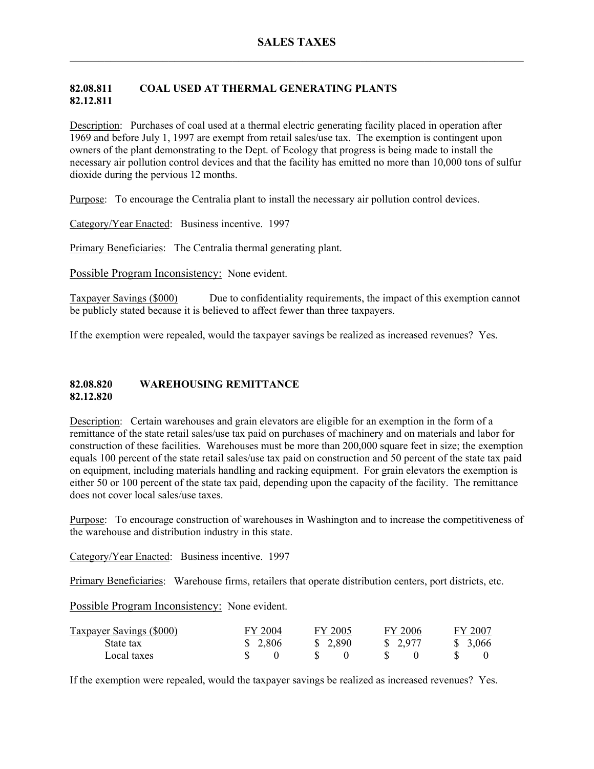# SALES TAXES

## 82.08.811 COAL USED AT THERMAL GENERATING PLANTS
## 82.12.811

Description: Purchases of coal used at a thermal electric generating facility placed in operation after 1969 and before July 1, 1997 are exempt from retail sales/use tax. The exemption is contingent upon owners of the plant demonstrating to the Dept. of Ecology that progress is being made to install the necessary air pollution control devices and that the facility has emitted no more than 10,000 tons of sulfur dioxide during the pervious 12 months.

Purpose: To encourage the Centralia plant to install the necessary air pollution control devices.

Category/Year Enacted: Business incentive. 1997

Primary Beneficiaries: The Centralia thermal generating plant.

Possible Program Inconsistency: None evident.

Taxpayer Savings ($000) Due to confidentiality requirements, the impact of this exemption cannot be publicly stated because it is believed to affect fewer than three taxpayers.

If the exemption were repealed, would the taxpayer savings be realized as increased revenues? Yes.

## 82.08.820 WAREHOUSING REMITTANCE
## 82.12.820

Description: Certain warehouses and grain elevators are eligible for an exemption in the form of a remittance of the state retail sales/use tax paid on purchases of machinery and on materials and labor for construction of these facilities. Warehouses must be more than 200,000 square feet in size; the exemption equals 100 percent of the state retail sales/use tax paid on construction and 50 percent of the state tax paid on equipment, including materials handling and racking equipment. For grain elevators the exemption is either 50 or 100 percent of the state tax paid, depending upon the capacity of the facility. The remittance does not cover local sales/use taxes.

Purpose: To encourage construction of warehouses in Washington and to increase the competitiveness of the warehouse and distribution industry in this state.

Category/Year Enacted: Business incentive. 1997

Primary Beneficiaries: Warehouse firms, retailers that operate distribution centers, port districts, etc.

Possible Program Inconsistency: None evident.

| Taxpayer Savings ($000) | FY 2004 | FY 2005 | FY 2006 | FY 2007 |
|---|---|---|---|---|
| State tax | $ 2,806 | $ 2,890 | $ 2,977 | $ 3,066 |
| Local taxes | $ 0 | $ 0 | $ 0 | $ 0 |

If the exemption were repealed, would the taxpayer savings be realized as increased revenues? Yes.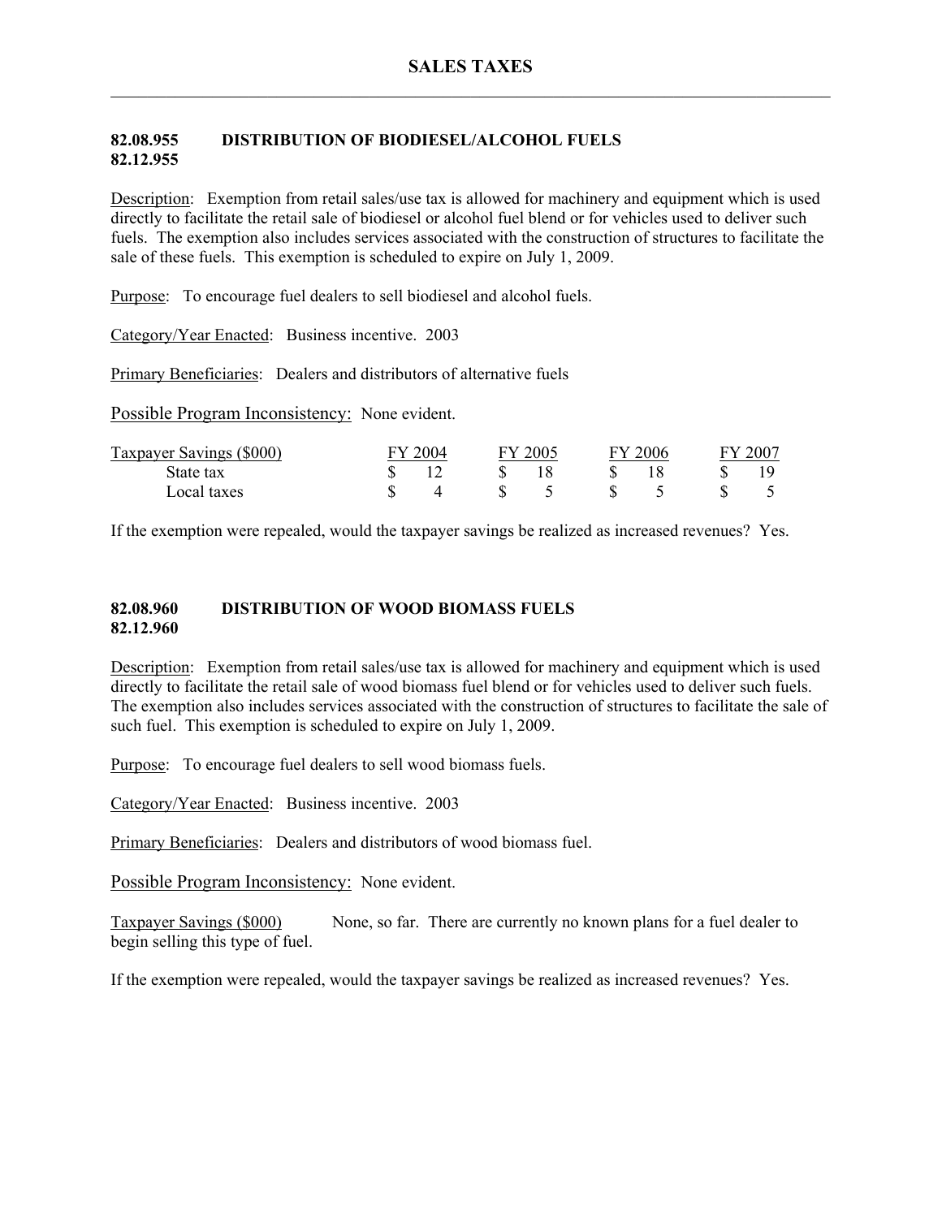## 82.08.955 DISTRIBUTION OF BIODIESEL/ALCOHOL FUELS
## 82.12.955

Description: Exemption from retail sales/use tax is allowed for machinery and equipment which is used directly to facilitate the retail sale of biodiesel or alcohol fuel blend or for vehicles used to deliver such fuels. The exemption also includes services associated with the construction of structures to facilitate the sale of these fuels. This exemption is scheduled to expire on July 1, 2009.

Purpose: To encourage fuel dealers to sell biodiesel and alcohol fuels.

Category/Year Enacted: Business incentive. 2003

Primary Beneficiaries: Dealers and distributors of alternative fuels

Possible Program Inconsistency: None evident.

| Taxpayer Savings ($000) | FY 2004 | FY 2005 | FY 2006 | FY 2007 |
|---|---|---|---|---|
| State tax | $ 12 | $ 18 | $ 18 | $ 19 |
| Local taxes | $ 4 | $ 5 | $ 5 | $ 5 |

If the exemption were repealed, would the taxpayer savings be realized as increased revenues? Yes.

## 82.08.960 DISTRIBUTION OF WOOD BIOMASS FUELS
## 82.12.960

Description: Exemption from retail sales/use tax is allowed for machinery and equipment which is used directly to facilitate the retail sale of wood biomass fuel blend or for vehicles used to deliver such fuels. The exemption also includes services associated with the construction of structures to facilitate the sale of such fuel. This exemption is scheduled to expire on July 1, 2009.

Purpose: To encourage fuel dealers to sell wood biomass fuels.

Category/Year Enacted: Business incentive. 2003

Primary Beneficiaries: Dealers and distributors of wood biomass fuel.

Possible Program Inconsistency: None evident.

Taxpayer Savings ($000) None, so far. There are currently no known plans for a fuel dealer to begin selling this type of fuel.

If the exemption were repealed, would the taxpayer savings be realized as increased revenues? Yes.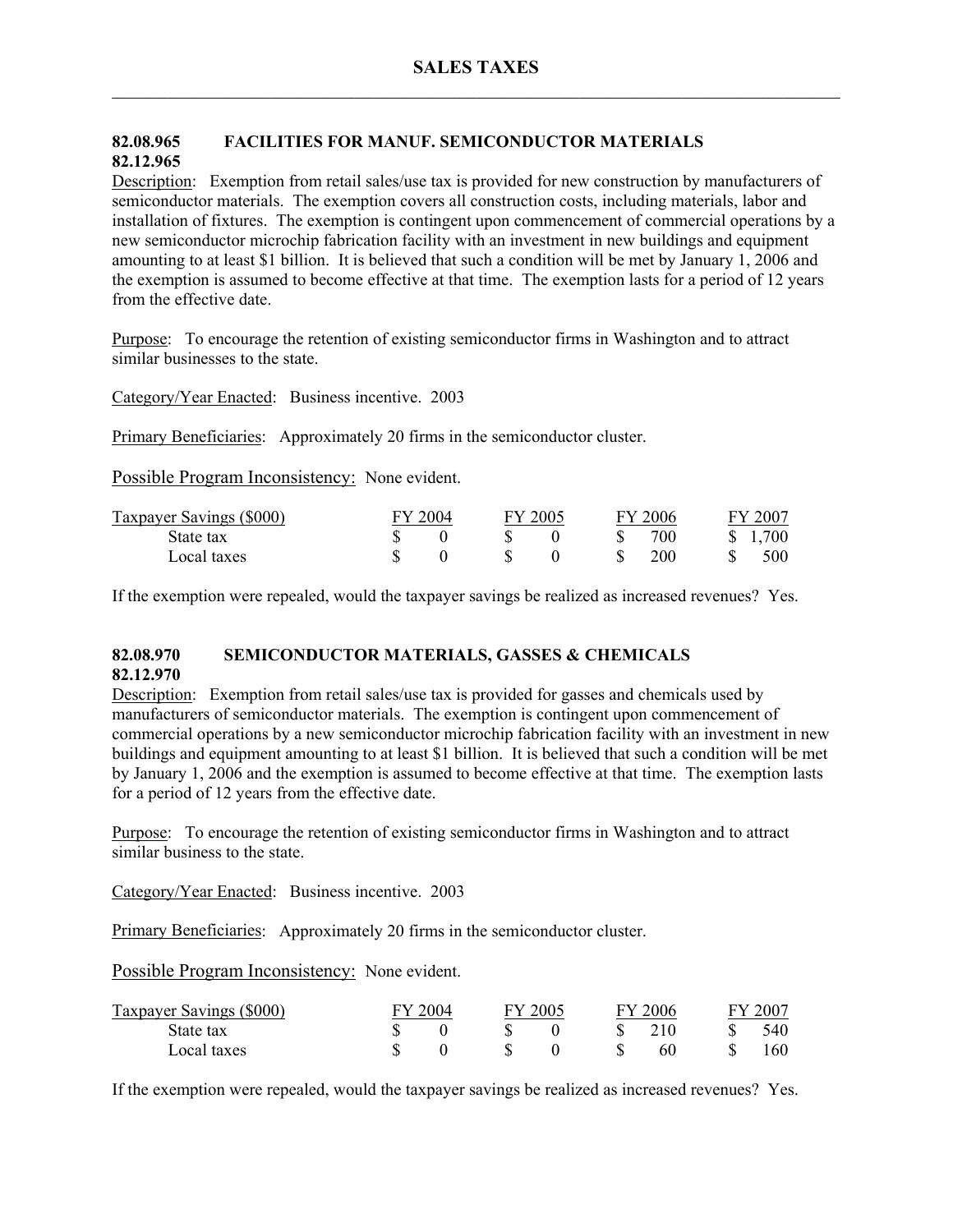# SALES TAXES

### 82.08.965 FACILITIES FOR MANUF. SEMICONDUCTOR MATERIALS
### 82.12.965

Description: Exemption from retail sales/use tax is provided for new construction by manufacturers of semiconductor materials. The exemption covers all construction costs, including materials, labor and installation of fixtures. The exemption is contingent upon commencement of commercial operations by a new semiconductor microchip fabrication facility with an investment in new buildings and equipment amounting to at least $1 billion. It is believed that such a condition will be met by January 1, 2006 and the exemption is assumed to become effective at that time. The exemption lasts for a period of 12 years from the effective date.

Purpose: To encourage the retention of existing semiconductor firms in Washington and to attract similar businesses to the state.

Category/Year Enacted: Business incentive. 2003

Primary Beneficiaries: Approximately 20 firms in the semiconductor cluster.

Possible Program Inconsistency: None evident.

| Taxpayer Savings ($000) | FY 2004 | FY 2005 | FY 2006 | FY 2007 |
|---|---|---|---|---|
| State tax | $ 0 | $ 0 | $ 700 | $ 1,700 |
| Local taxes | $ 0 | $ 0 | $ 200 | $ 500 |

If the exemption were repealed, would the taxpayer savings be realized as increased revenues? Yes.

### 82.08.970 SEMICONDUCTOR MATERIALS, GASSES & CHEMICALS
### 82.12.970

Description: Exemption from retail sales/use tax is provided for gasses and chemicals used by manufacturers of semiconductor materials. The exemption is contingent upon commencement of commercial operations by a new semiconductor microchip fabrication facility with an investment in new buildings and equipment amounting to at least $1 billion. It is believed that such a condition will be met by January 1, 2006 and the exemption is assumed to become effective at that time. The exemption lasts for a period of 12 years from the effective date.

Purpose: To encourage the retention of existing semiconductor firms in Washington and to attract similar business to the state.

Category/Year Enacted: Business incentive. 2003

Primary Beneficiaries: Approximately 20 firms in the semiconductor cluster.

Possible Program Inconsistency: None evident.

| Taxpayer Savings ($000) | FY 2004 | FY 2005 | FY 2006 | FY 2007 |
|---|---|---|---|---|
| State tax | $ 0 | $ 0 | $ 210 | $ 540 |
| Local taxes | $ 0 | $ 0 | $ 60 | $ 160 |

If the exemption were repealed, would the taxpayer savings be realized as increased revenues? Yes.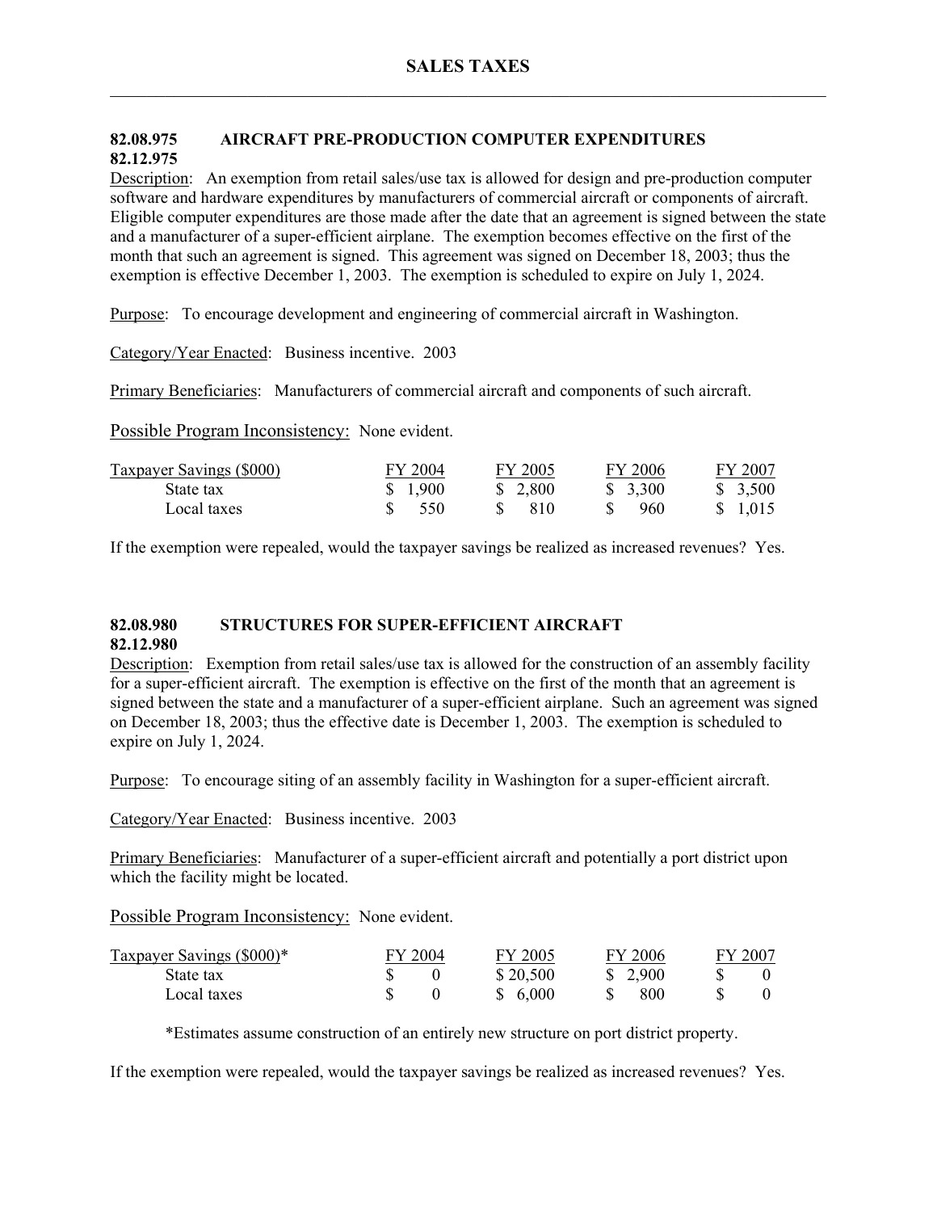# SALES TAXES

### 82.08.975 82.12.975 AIRCRAFT PRE-PRODUCTION COMPUTER EXPENDITURES

Description: An exemption from retail sales/use tax is allowed for design and pre-production computer software and hardware expenditures by manufacturers of commercial aircraft or components of aircraft. Eligible computer expenditures are those made after the date that an agreement is signed between the state and a manufacturer of a super-efficient airplane. The exemption becomes effective on the first of the month that such an agreement is signed. This agreement was signed on December 18, 2003; thus the exemption is effective December 1, 2003. The exemption is scheduled to expire on July 1, 2024.

Purpose: To encourage development and engineering of commercial aircraft in Washington.

Category/Year Enacted: Business incentive. 2003

Primary Beneficiaries: Manufacturers of commercial aircraft and components of such aircraft.

Possible Program Inconsistency: None evident.

| Taxpayer Savings ($000) | FY 2004 | FY 2005 | FY 2006 | FY 2007 |
|---|---|---|---|---|
| State tax | $ 1,900 | $ 2,800 | $ 3,300 | $ 3,500 |
| Local taxes | $ 550 | $ 810 | $ 960 | $ 1,015 |

If the exemption were repealed, would the taxpayer savings be realized as increased revenues? Yes.

### 82.08.980 82.12.980 STRUCTURES FOR SUPER-EFFICIENT AIRCRAFT

Description: Exemption from retail sales/use tax is allowed for the construction of an assembly facility for a super-efficient aircraft. The exemption is effective on the first of the month that an agreement is signed between the state and a manufacturer of a super-efficient airplane. Such an agreement was signed on December 18, 2003; thus the effective date is December 1, 2003. The exemption is scheduled to expire on July 1, 2024.

Purpose: To encourage siting of an assembly facility in Washington for a super-efficient aircraft.

Category/Year Enacted: Business incentive. 2003

Primary Beneficiaries: Manufacturer of a super-efficient aircraft and potentially a port district upon which the facility might be located.

Possible Program Inconsistency: None evident.

| Taxpayer Savings ($000)* | FY 2004 | FY 2005 | FY 2006 | FY 2007 |
|---|---|---|---|---|
| State tax | $ 0 | $ 20,500 | $ 2,900 | $ 0 |
| Local taxes | $ 0 | $ 6,000 | $ 800 | $ 0 |

*Estimates assume construction of an entirely new structure on port district property.

If the exemption were repealed, would the taxpayer savings be realized as increased revenues? Yes.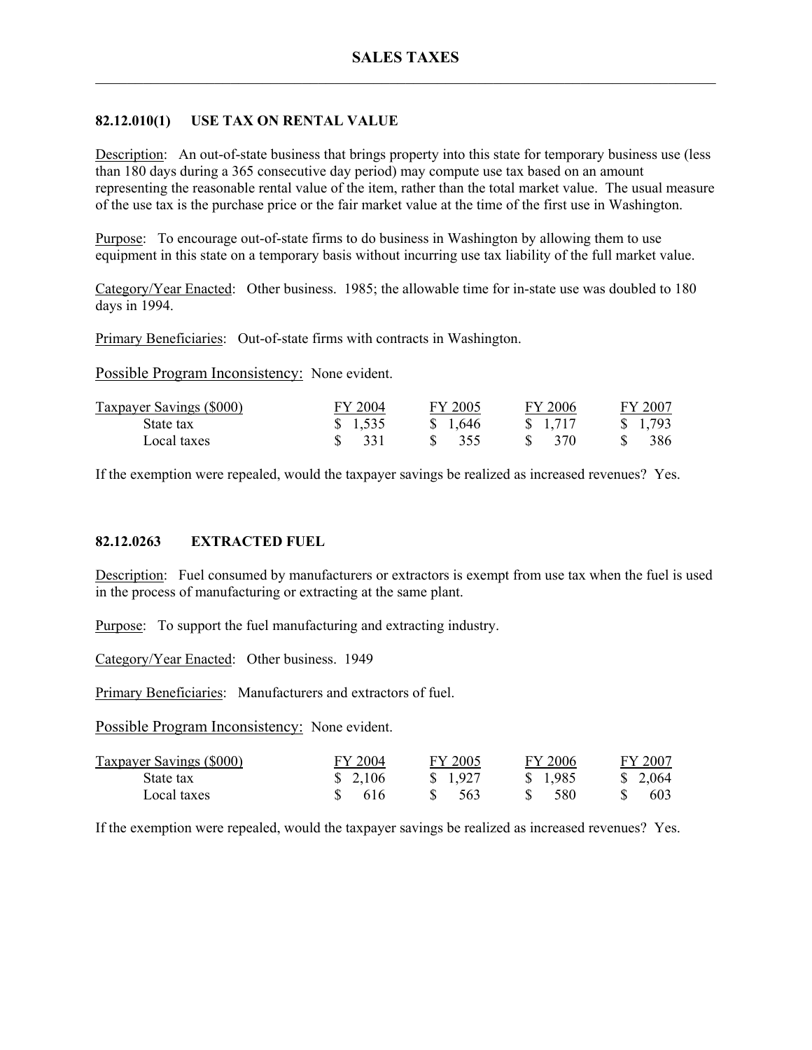# SALES TAXES

## 82.12.010(1) USE TAX ON RENTAL VALUE

Description: An out-of-state business that brings property into this state for temporary business use (less than 180 days during a 365 consecutive day period) may compute use tax based on an amount representing the reasonable rental value of the item, rather than the total market value. The usual measure of the use tax is the purchase price or the fair market value at the time of the first use in Washington.

Purpose: To encourage out-of-state firms to do business in Washington by allowing them to use equipment in this state on a temporary basis without incurring use tax liability of the full market value.

Category/Year Enacted: Other business. 1985; the allowable time for in-state use was doubled to 180 days in 1994.

Primary Beneficiaries: Out-of-state firms with contracts in Washington.

Possible Program Inconsistency: None evident.

| Taxpayer Savings ($000) | FY 2004 | FY 2005 | FY 2006 | FY 2007 |
|---|---|---|---|---|
| State tax | $ 1,535 | $ 1,646 | $ 1,717 | $ 1,793 |
| Local taxes | $ 331 | $ 355 | $ 370 | $ 386 |

If the exemption were repealed, would the taxpayer savings be realized as increased revenues? Yes.

## 82.12.0263 EXTRACTED FUEL

Description: Fuel consumed by manufacturers or extractors is exempt from use tax when the fuel is used in the process of manufacturing or extracting at the same plant.

Purpose: To support the fuel manufacturing and extracting industry.

Category/Year Enacted: Other business. 1949

Primary Beneficiaries: Manufacturers and extractors of fuel.

Possible Program Inconsistency: None evident.

| Taxpayer Savings ($000) | FY 2004 | FY 2005 | FY 2006 | FY 2007 |
|---|---|---|---|---|
| State tax | $ 2,106 | $ 1,927 | $ 1,985 | $ 2,064 |
| Local taxes | $ 616 | $ 563 | $ 580 | $ 603 |

If the exemption were repealed, would the taxpayer savings be realized as increased revenues? Yes.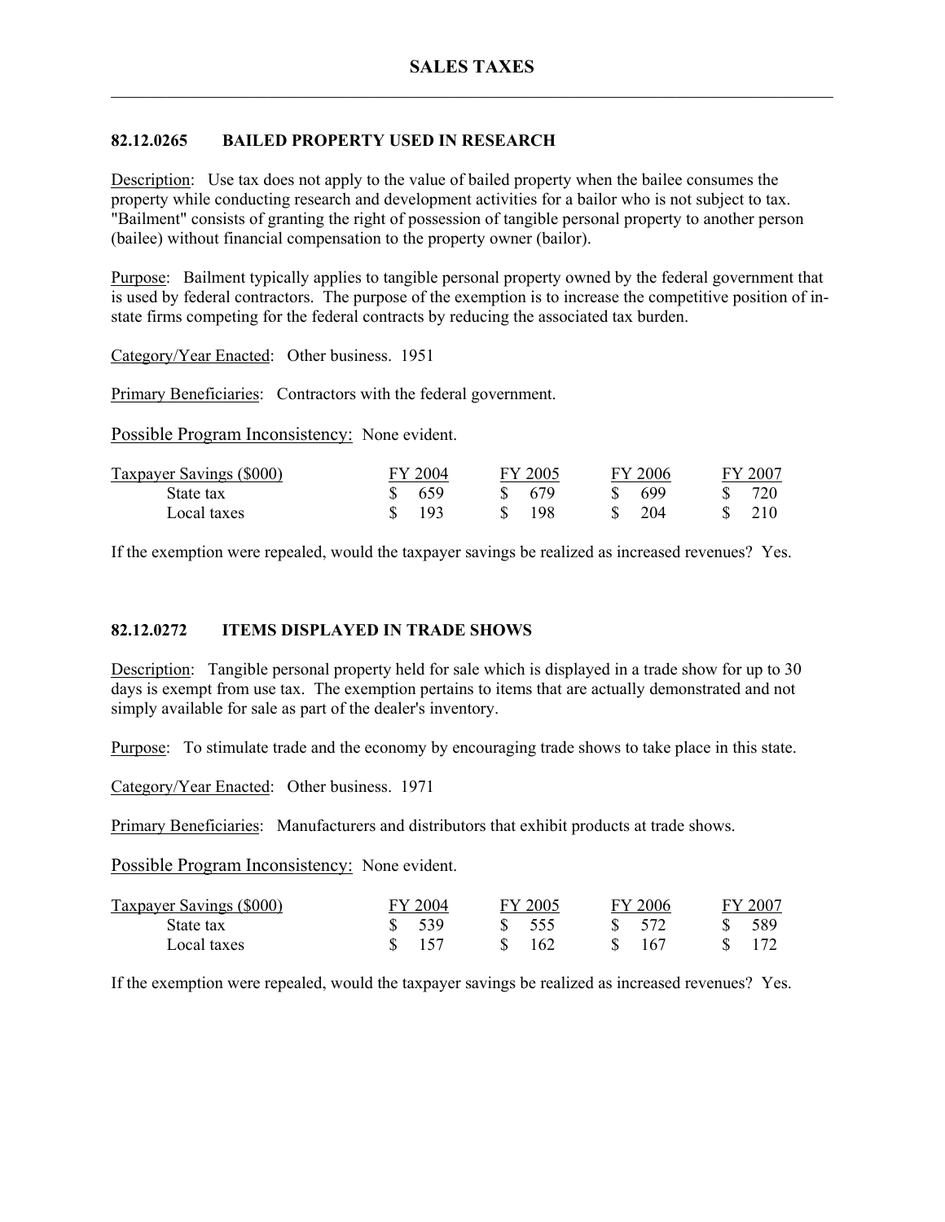# SALES TAXES

## 82.12.0265 BAILED PROPERTY USED IN RESEARCH

Description: Use tax does not apply to the value of bailed property when the bailee consumes the property while conducting research and development activities for a bailor who is not subject to tax. "Bailment" consists of granting the right of possession of tangible personal property to another person (bailee) without financial compensation to the property owner (bailor).

Purpose: Bailment typically applies to tangible personal property owned by the federal government that is used by federal contractors. The purpose of the exemption is to increase the competitive position of in-state firms competing for the federal contracts by reducing the associated tax burden.

Category/Year Enacted: Other business. 1951

Primary Beneficiaries: Contractors with the federal government.

Possible Program Inconsistency: None evident.

| Taxpayer Savings ($000) | FY 2004 | FY 2005 | FY 2006 | FY 2007 |
|---|---|---|---|---|
| State tax | $ 659 | $ 679 | $ 699 | $ 720 |
| Local taxes | $ 193 | $ 198 | $ 204 | $ 210 |

If the exemption were repealed, would the taxpayer savings be realized as increased revenues? Yes.

## 82.12.0272 ITEMS DISPLAYED IN TRADE SHOWS

Description: Tangible personal property held for sale which is displayed in a trade show for up to 30 days is exempt from use tax. The exemption pertains to items that are actually demonstrated and not simply available for sale as part of the dealer's inventory.

Purpose: To stimulate trade and the economy by encouraging trade shows to take place in this state.

Category/Year Enacted: Other business. 1971

Primary Beneficiaries: Manufacturers and distributors that exhibit products at trade shows.

Possible Program Inconsistency: None evident.

| Taxpayer Savings ($000) | FY 2004 | FY 2005 | FY 2006 | FY 2007 |
|---|---|---|---|---|
| State tax | $ 539 | $ 555 | $ 572 | $ 589 |
| Local taxes | $ 157 | $ 162 | $ 167 | $ 172 |

If the exemption were repealed, would the taxpayer savings be realized as increased revenues? Yes.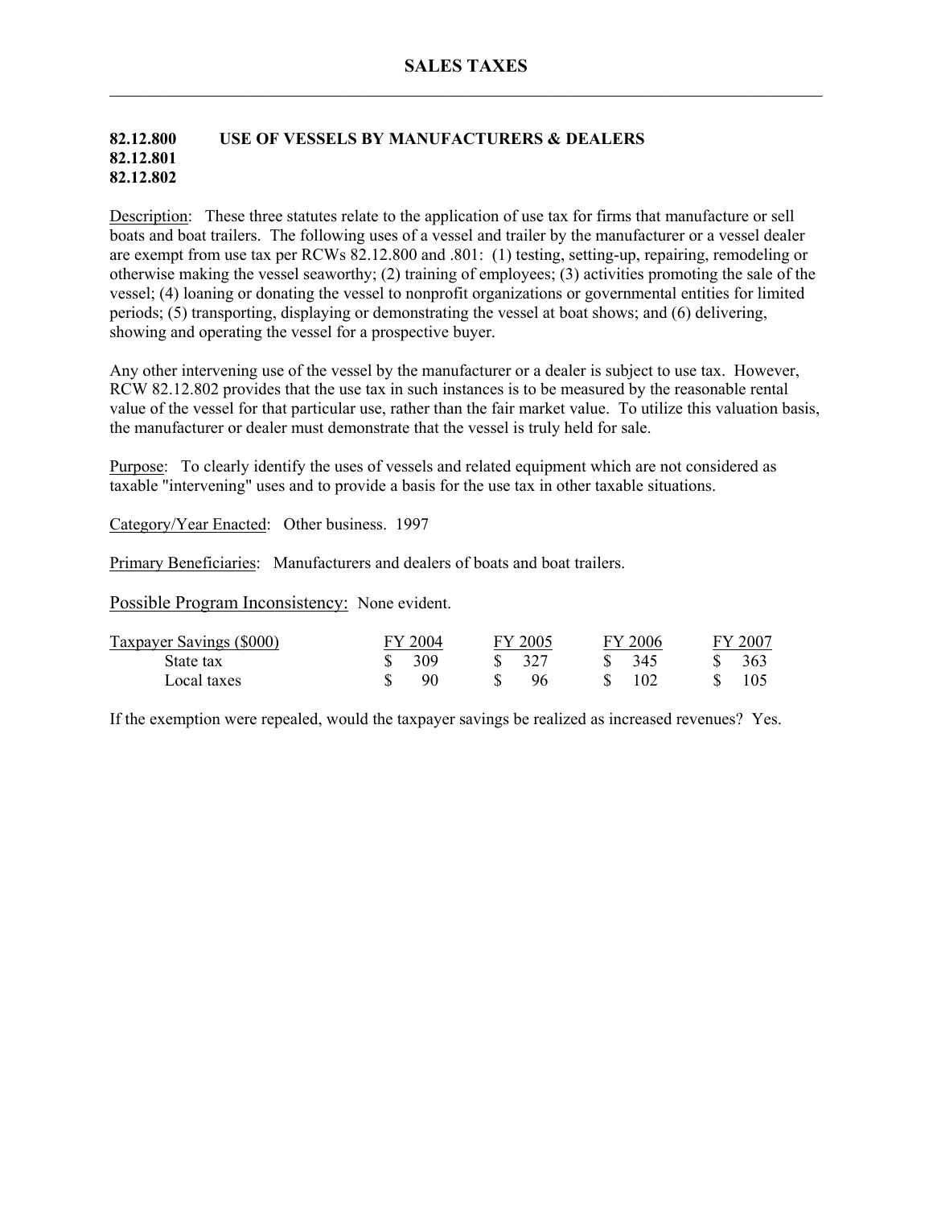# SALES TAXES

## 82.12.800 USE OF VESSELS BY MANUFACTURERS & DEALERS
## 82.12.801
## 82.12.802

Description: These three statutes relate to the application of use tax for firms that manufacture or sell boats and boat trailers. The following uses of a vessel and trailer by the manufacturer or a vessel dealer are exempt from use tax per RCWs 82.12.800 and .801: (1) testing, setting-up, repairing, remodeling or otherwise making the vessel seaworthy; (2) training of employees; (3) activities promoting the sale of the vessel; (4) loaning or donating the vessel to nonprofit organizations or governmental entities for limited periods; (5) transporting, displaying or demonstrating the vessel at boat shows; and (6) delivering, showing and operating the vessel for a prospective buyer.

Any other intervening use of the vessel by the manufacturer or a dealer is subject to use tax. However, RCW 82.12.802 provides that the use tax in such instances is to be measured by the reasonable rental value of the vessel for that particular use, rather than the fair market value. To utilize this valuation basis, the manufacturer or dealer must demonstrate that the vessel is truly held for sale.

Purpose: To clearly identify the uses of vessels and related equipment which are not considered as taxable "intervening" uses and to provide a basis for the use tax in other taxable situations.

Category/Year Enacted: Other business. 1997

Primary Beneficiaries: Manufacturers and dealers of boats and boat trailers.

Possible Program Inconsistency: None evident.

| Taxpayer Savings ($000) | FY 2004 | FY 2005 | FY 2006 | FY 2007 |
|---|---|---|---|---|
| State tax | $ 309 | $ 327 | $ 345 | $ 363 |
| Local taxes | $ 90 | $ 96 | $ 102 | $ 105 |

If the exemption were repealed, would the taxpayer savings be realized as increased revenues? Yes.